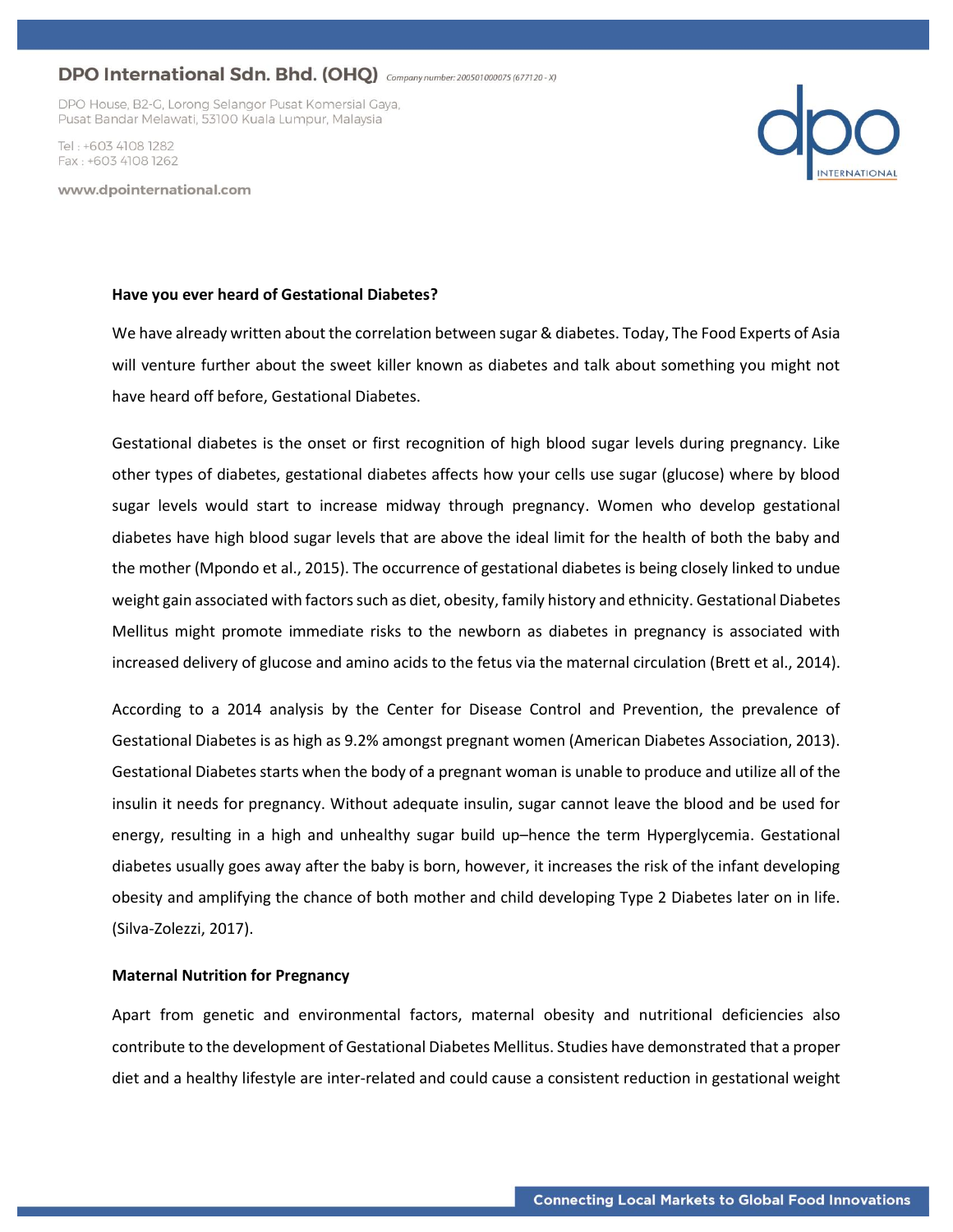**Have you ever heard of Gestational Diabetes?**

We have already written about the correlation between sugar & diabetes. Today, The Food Experts of Asia will venture further about the sweet killer known as diabetes and talk about something you might not have heard off before, Gestational Diabetes.

Gestational diabetes is the onset or first recognition of high blood sugar levels during pregnancy. Like other types of diabetes, gestational diabetes affects how your cells use sugar (glucose) where by blood sugar levels would start to increase midway through pregnancy. Women who develop gestational diabetes have high blood sugar levels that are above the ideal limit for the health of both the baby and the mother (Mpondo et al., 2015). The occurrence of gestational diabetes is being closely linked to undue weight gain associated with factors such as diet, obesity, family history and ethnicity. Gestational Diabetes Mellitus might promote immediate risks to the newborn as diabetes in pregnancy is associated with increased delivery of glucose and amino acids to the fetus via the maternal circulation (Brett et al., 2014).

According to a 2014 analysis by the Center for Disease Control and Prevention, the prevalence of Gestational Diabetes is as high as 9.2% amongst pregnant women (American Diabetes Association, 2013). Gestational Diabetes starts when the body of a pregnant woman is unable to produce and utilize all of the insulin it needs for pregnancy. Without adequate insulin, sugar cannot leave the blood and be used for energy, resulting in a high and unhealthy sugar build up–hence the term Hyperglycemia. Gestational diabetes usually goes away after the baby is born, however, it increases the risk of the infant developing obesity and amplifying the chance of both mother and child developing Type 2 Diabetes later on in life. (Silva-Zolezzi, 2017).

**Maternal Nutrition for Pregnancy**

Apart from genetic and environmental factors, maternal obesity and nutritional deficiencies also contribute to the development of Gestational Diabetes Mellitus. Studies have demonstrated that a proper diet and a healthy lifestyle are inter-related and could cause a consistent reduction in gestational weight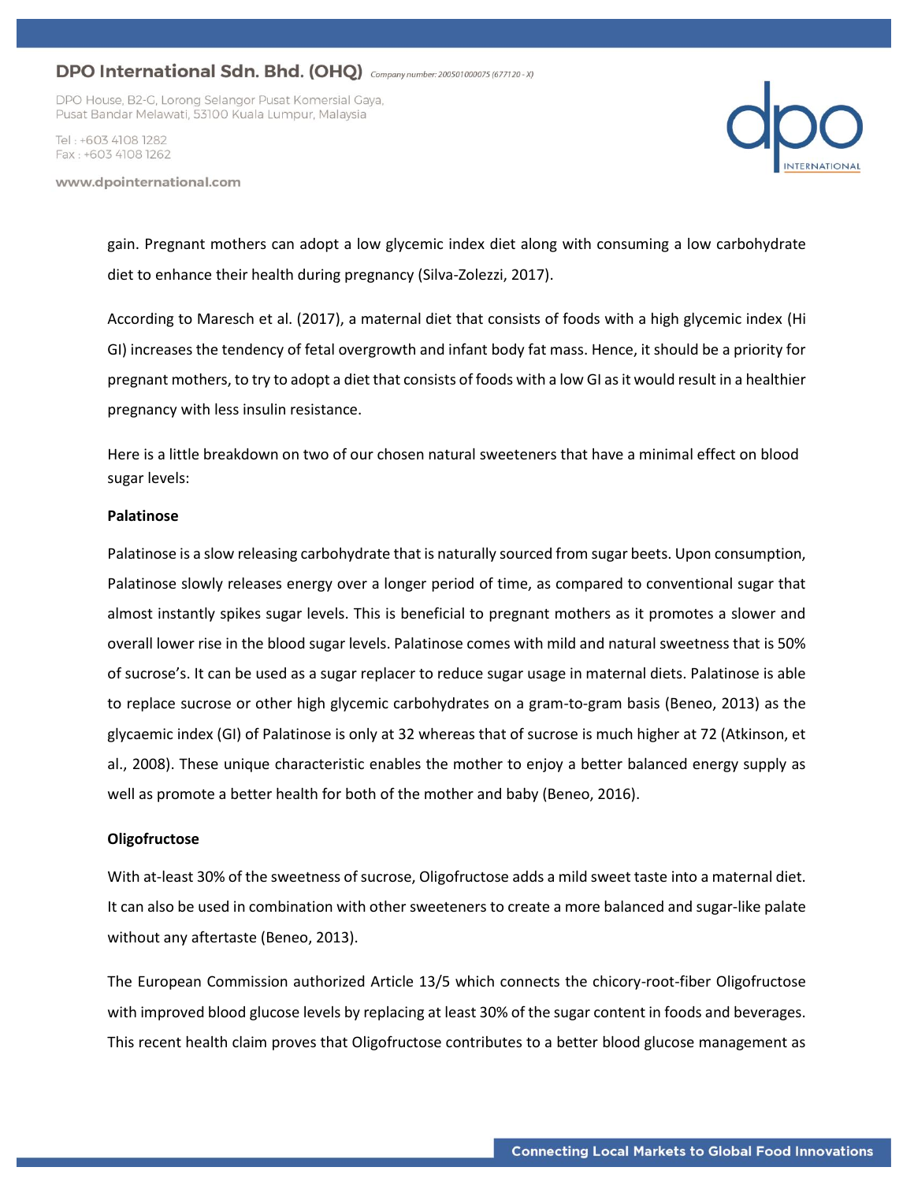gain. Pregnant mothers can adopt a low glycemic index diet along with consuming a low carbohydrate diet to enhance their health during pregnancy (Silva-Zolezzi, 2017).

According to Maresch et al. (2017), a maternal diet that consists of foods with a high glycemic index (Hi GI) increases the tendency of fetal overgrowth and infant body fat mass. Hence, it should be a priority for pregnant mothers, to try to adopt a diet that consists of foods with a low GI as it would result in a healthier pregnancy with less insulin resistance.

Here is a little breakdown on two of our chosen natural sweeteners that have a minimal effect on blood sugar levels:

**Palatinose**

Palatinose is a slow releasing carbohydrate that is naturally sourced from sugar beets. Upon consumption, Palatinose slowly releases energy over a longer period of time, as compared to conventional sugar that almost instantly spikes sugar levels. This is beneficial to pregnant mothers as it promotes a slower and overall lower rise in the blood sugar levels. Palatinose comes with mild and natural sweetness that is 50% of sucrose's. It can be used as a sugar replacer to reduce sugar usage in maternal diets. Palatinose is able to replace sucrose or other high glycemic carbohydrates on a gram-to-gram basis (Beneo, 2013) as the glycaemic index (GI) of Palatinose is only at 32 whereas that of sucrose is much higher at 72 (Atkinson, et al., 2008). These unique characteristic enables the mother to enjoy a better balanced energy supply as well as promote a better health for both of the mother and baby (Beneo, 2016).

**Oligofructose**

With at-least 30% of the sweetness of sucrose, Oligofructose adds a mild sweet taste into a maternal diet. It can also be used in combination with other sweeteners to create a more balanced and sugar-like palate without any aftertaste (Beneo, 2013).

The European Commission authorized Article 13/5 which connects the chicory-root-fiber Oligofructose with improved blood glucose levels by replacing at least 30% of the sugar content in foods and beverages. This recent health claim proves that Oligofructose contributes to a better blood glucose management as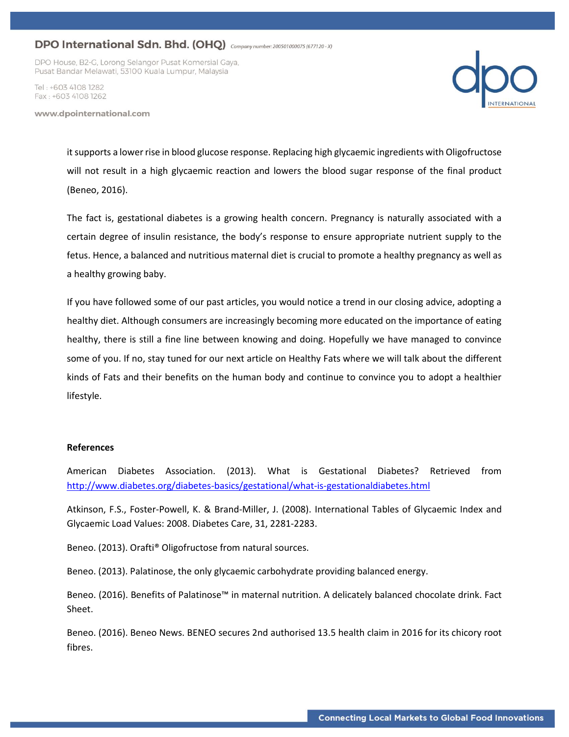it supports a lower rise in blood glucose response. Replacing high glycaemic ingredients with Oligofructose will not result in a high glycaemic reaction and lowers the blood sugar response of the final product (Beneo, 2016).

The fact is, gestational diabetes is a growing health concern. Pregnancy is naturally associated with a certain degree of insulin resistance, the body's response to ensure appropriate nutrient supply to the fetus. Hence, a balanced and nutritious maternal diet is crucial to promote a healthy pregnancy as well as a healthy growing baby.

If you have followed some of our past articles, you would notice a trend in our closing advice, adopting a healthy diet. Although consumers are increasingly becoming more educated on the importance of eating healthy, there is still a fine line between knowing and doing. Hopefully we have managed to convince some of you. If no, stay tuned for our next article on Healthy Fats where we will talk about the different kinds of Fats and their benefits on the human body and continue to convince you to adopt a healthier lifestyle.

**References**

American Diabetes Association. (2013). What is Gestational Diabetes? Retrieved from http://www.diabetes.org/diabetes-basics/gestational/what-is-gestationaldiabetes.html

Atkinson, F.S., Foster-Powell, K. & Brand-Miller, J. (2008). International Tables of Glycaemic Index and Glycaemic Load Values: 2008. Diabetes Care, 31, 2281-2283.

Beneo. (2013). Orafti® Oligofructose from natural sources.

Beneo. (2013). Palatinose, the only glycaemic carbohydrate providing balanced energy.

Beneo. (2016). Benefits of Palatinose™ in maternal nutrition. A delicately balanced chocolate drink. Fact Sheet.

Beneo. (2016). Beneo News. BENEO secures 2nd authorised 13.5 health claim in 2016 for its chicory root fibres.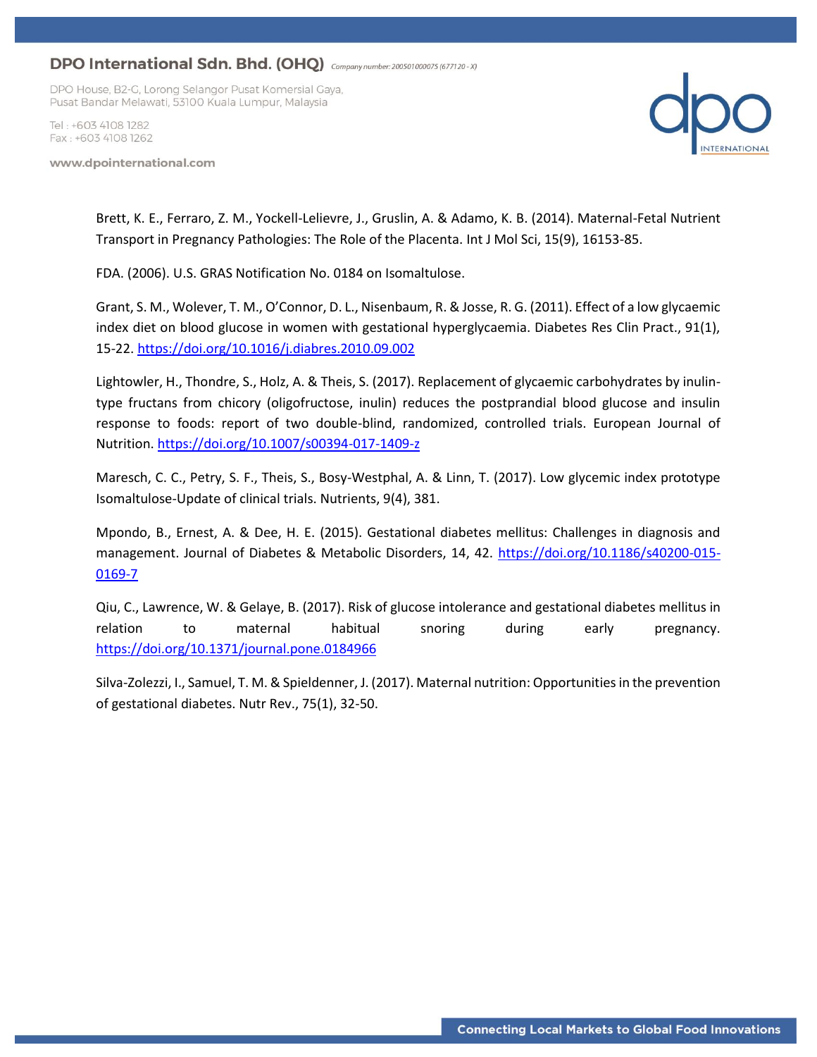Brett, K. E., Ferraro, Z. M., Yockell-Lelievre, J., Gruslin, A. & Adamo, K. B. (2014). Maternal-Fetal Nutrient Transport in Pregnancy Pathologies: The Role of the Placenta. Int J Mol Sci, 15(9), 16153-85.

FDA. (2006). U.S. GRAS Notification No. 0184 on Isomaltulose.

Grant, S. M., Wolever, T. M., O'Connor, D. L., Nisenbaum, R. & Josse, R. G. (2011). Effect of a low glycaemic index diet on blood glucose in women with gestational hyperglycaemia. Diabetes Res Clin Pract., 91(1), 15-22. https://doi.org/10.1016/j.diabres.2010.09.002

Lightowler, H., Thondre, S., Holz, A. & Theis, S. (2017). Replacement of glycaemic carbohydrates by inulin-type fructans from chicory (oligofructose, inulin) reduces the postprandial blood glucose and insulin response to foods: report of two double-blind, randomized, controlled trials. European Journal of Nutrition. https://doi.org/10.1007/s00394-017-1409-z

Maresch, C. C., Petry, S. F., Theis, S., Bosy-Westphal, A. & Linn, T. (2017). Low glycemic index prototype Isomaltulose-Update of clinical trials. Nutrients, 9(4), 381.

Mpondo, B., Ernest, A. & Dee, H. E. (2015). Gestational diabetes mellitus: Challenges in diagnosis and management. Journal of Diabetes & Metabolic Disorders, 14, 42. https://doi.org/10.1186/s40200-015-0169-7

Qiu, C., Lawrence, W. & Gelaye, B. (2017). Risk of glucose intolerance and gestational diabetes mellitus in relation to maternal habitual snoring during early pregnancy. https://doi.org/10.1371/journal.pone.0184966

Silva-Zolezzi, I., Samuel, T. M. & Spieldenner, J. (2017). Maternal nutrition: Opportunities in the prevention of gestational diabetes. Nutr Rev., 75(1), 32-50.